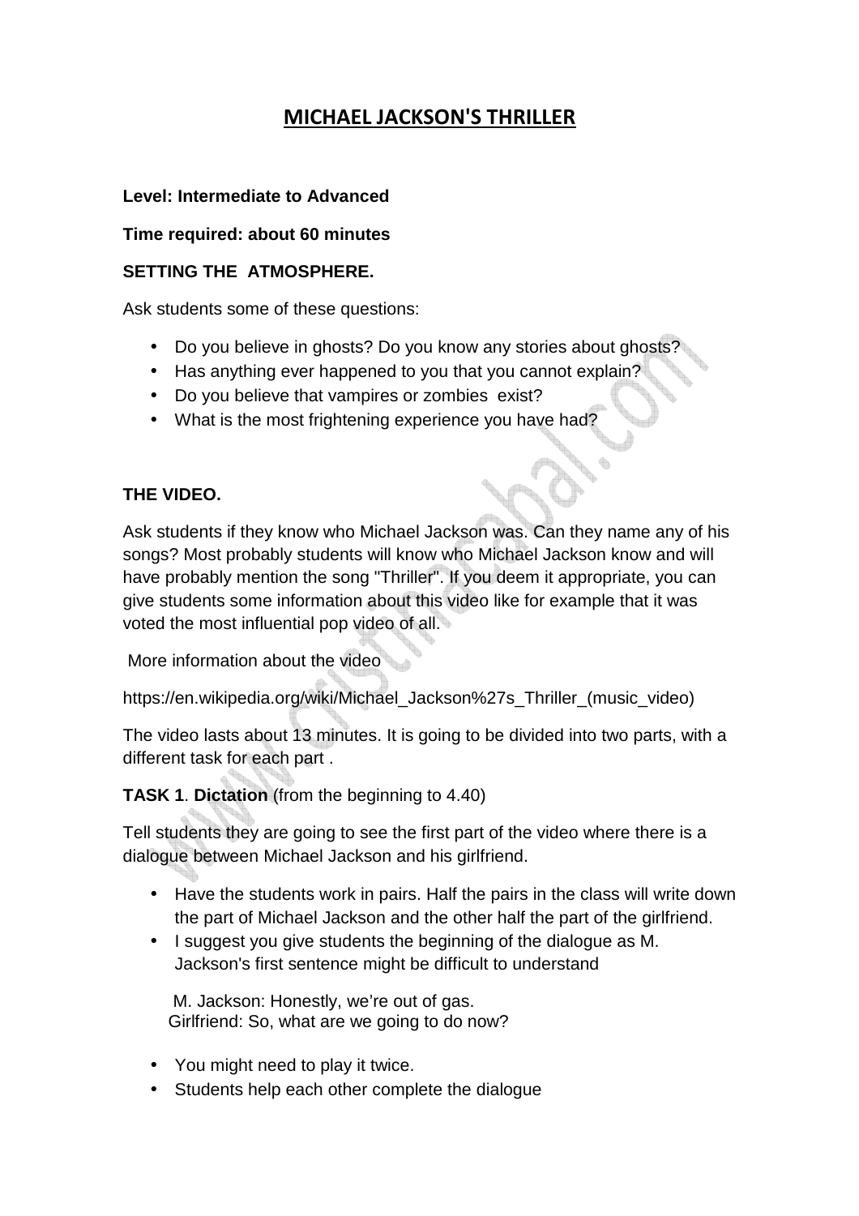# MICHAEL JACKSON'S THRILLER

**Level: Intermediate to Advanced**

**Time required: about 60 minutes**

**SETTING THE ATMOSPHERE.**

Ask students some of these questions:

- Do you believe in ghosts? Do you know any stories about ghosts?
- Has anything ever happened to you that you cannot explain?
- Do you believe that vampires or zombies exist?
- What is the most frightening experience you have had?

**THE VIDEO.**

Ask students if they know who Michael Jackson was. Can they name any of his songs? Most probably students will know who Michael Jackson know and will have probably mention the song "Thriller". If you deem it appropriate, you can give students some information about this video like for example that it was voted the most influential pop video of all.

More information about the video

https://en.wikipedia.org/wiki/Michael_Jackson%27s_Thriller_(music_video)

The video lasts about 13 minutes. It is going to be divided into two parts, with a different task for each part .

**TASK 1**. **Dictation** (from the beginning to 4.40)

Tell students they are going to see the first part of the video where there is a dialogue between Michael Jackson and his girlfriend.

- Have the students work in pairs. Half the pairs in the class will write down the part of Michael Jackson and the other half the part of the girlfriend.
- I suggest you give students the beginning of the dialogue as M. Jackson's first sentence might be difficult to understand

  M. Jackson: Honestly, we're out of gas.
  Girlfriend: So, what are we going to do now?

- You might need to play it twice.
- Students help each other complete the dialogue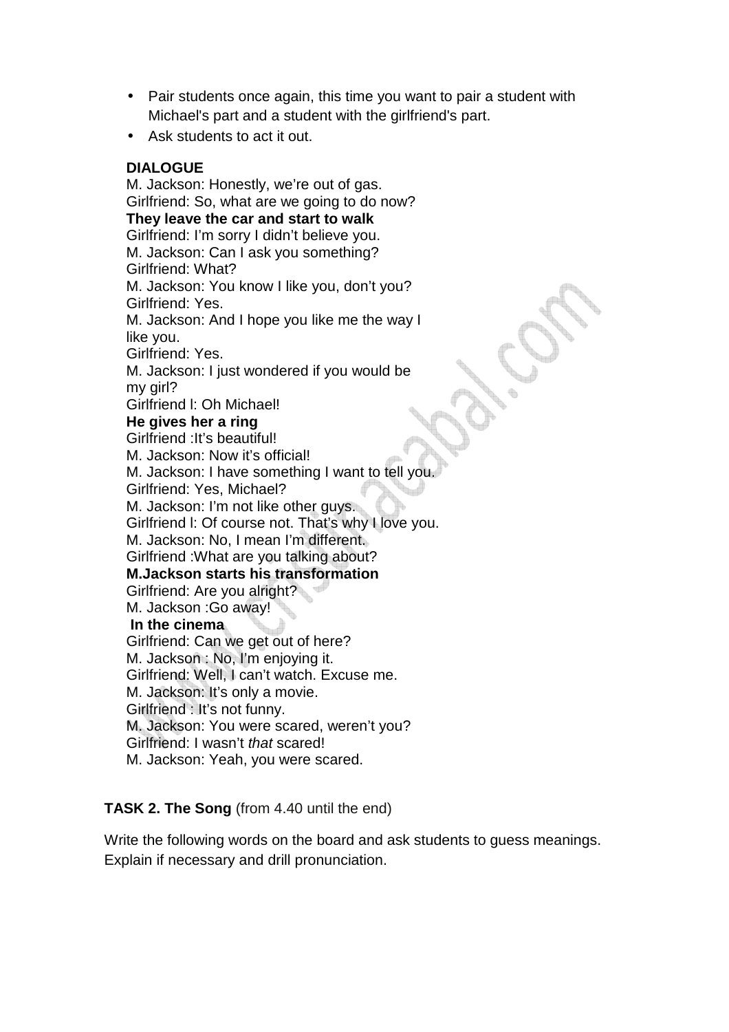- Pair students once again, this time you want to pair a student with Michael's part and a student with the girlfriend's part.
- Ask students to act it out.

**DIALOGUE**

M. Jackson: Honestly, we're out of gas.
Girlfriend: So, what are we going to do now?
**They leave the car and start to walk**
Girlfriend: I'm sorry I didn't believe you.
M. Jackson: Can I ask you something?
Girlfriend: What?
M. Jackson: You know I like you, don't you?
Girlfriend: Yes.
M. Jackson: And I hope you like me the way I like you.
Girlfriend: Yes.
M. Jackson: I just wondered if you would be my girl?
Girlfriend l: Oh Michael!
**He gives her a ring**
Girlfriend :It's beautiful!
M. Jackson: Now it's official!
M. Jackson: I have something I want to tell you.
Girlfriend: Yes, Michael?
M. Jackson: I'm not like other guys.
Girlfriend l: Of course not. That's why I love you.
M. Jackson: No, I mean I'm different.
Girlfriend :What are you talking about?
**M.Jackson starts his transformation**
Girlfriend: Are you alright?
M. Jackson :Go away!
**In the cinema**
Girlfriend: Can we get out of here?
M. Jackson : No, I'm enjoying it.
Girlfriend: Well, I can't watch. Excuse me.
M. Jackson: It's only a movie.
Girlfriend : It's not funny.
M. Jackson: You were scared, weren't you?
Girlfriend: I wasn't *that* scared!
M. Jackson: Yeah, you were scared.

**TASK 2. The Song** (from 4.40 until the end)

Write the following words on the board and ask students to guess meanings. Explain if necessary and drill pronunciation.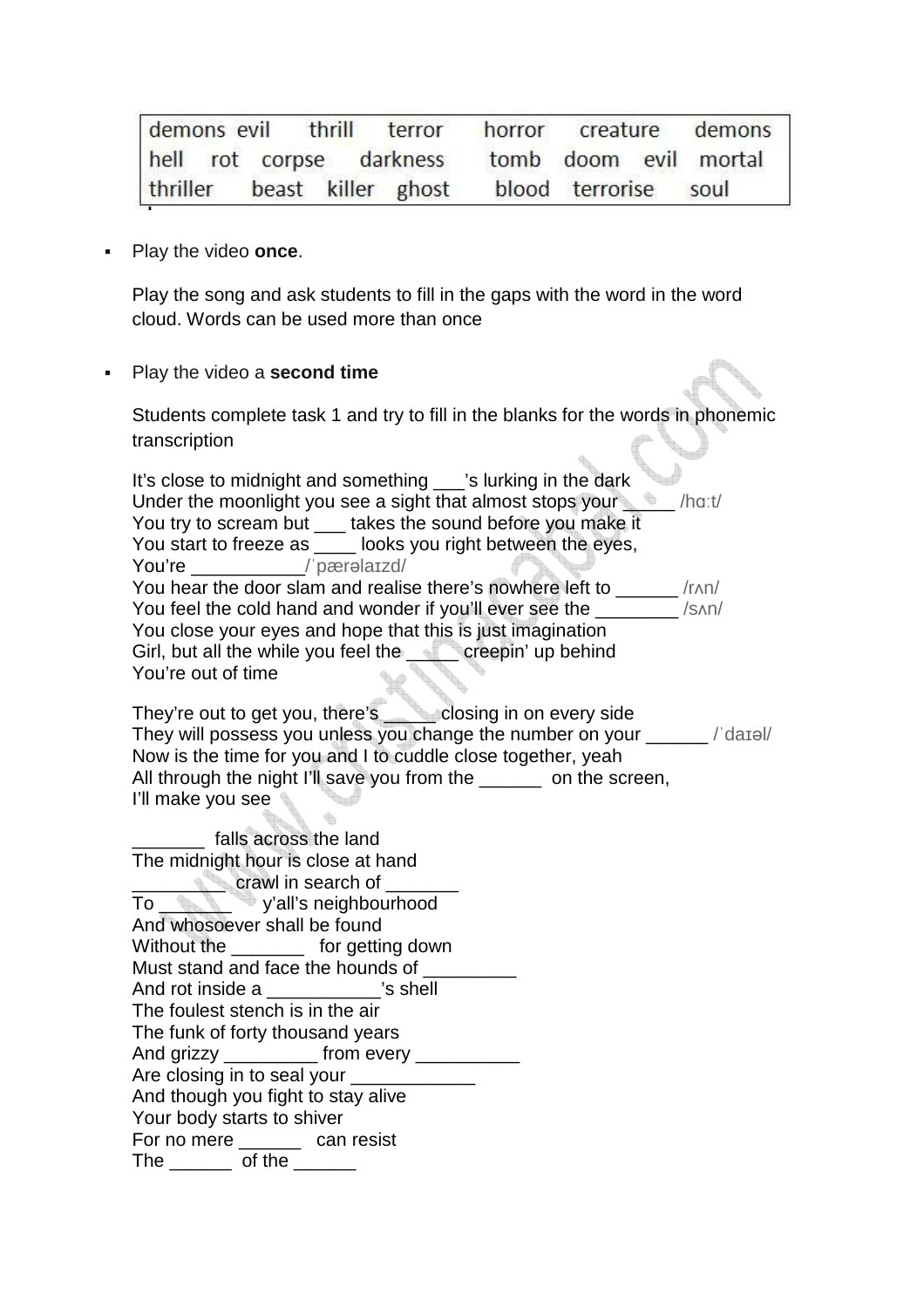| | | | | | | |
|---|---|---|---|---|---|---|
| demons evil | thrill | terror | horror | creature | demons | |
| hell rot | corpse | darkness | tomb | doom | evil | mortal |
| thriller | beast | killer | ghost | blood | terrorise | soul |

- Play the video **once**.

  Play the song and ask students to fill in the gaps with the word in the word cloud. Words can be used more than once

- Play the video a **second time**

  Students complete task 1 and try to fill in the blanks for the words in phonemic transcription

It's close to midnight and something ___'s lurking in the dark
Under the moonlight you see a sight that almost stops your _____ /hɑːt/
You try to scream but ___ takes the sound before you make it
You start to freeze as ____ looks you right between the eyes,
You're ___________/ˈpærəlaɪzd/
You hear the door slam and realise there's nowhere left to ______ /rʌn/
You feel the cold hand and wonder if you'll ever see the ________ /sʌn/
You close your eyes and hope that this is just imagination
Girl, but all the while you feel the _____ creepin' up behind
You're out of time

They're out to get you, there's _____ closing in on every side
They will possess you unless you change the number on your ______ /ˈdaɪəl/
Now is the time for you and I to cuddle close together, yeah
All through the night I'll save you from the ______ on the screen,
I'll make you see

_______ falls across the land
The midnight hour is close at hand
_________ crawl in search of _______
To _______ y'all's neighbourhood
And whosoever shall be found
Without the _______ for getting down
Must stand and face the hounds of _________
And rot inside a ___________'s shell
The foulest stench is in the air
The funk of forty thousand years
And grizzy _________ from every __________
Are closing in to seal your ____________
And though you fight to stay alive
Your body starts to shiver
For no mere ______ can resist
The ______ of the ______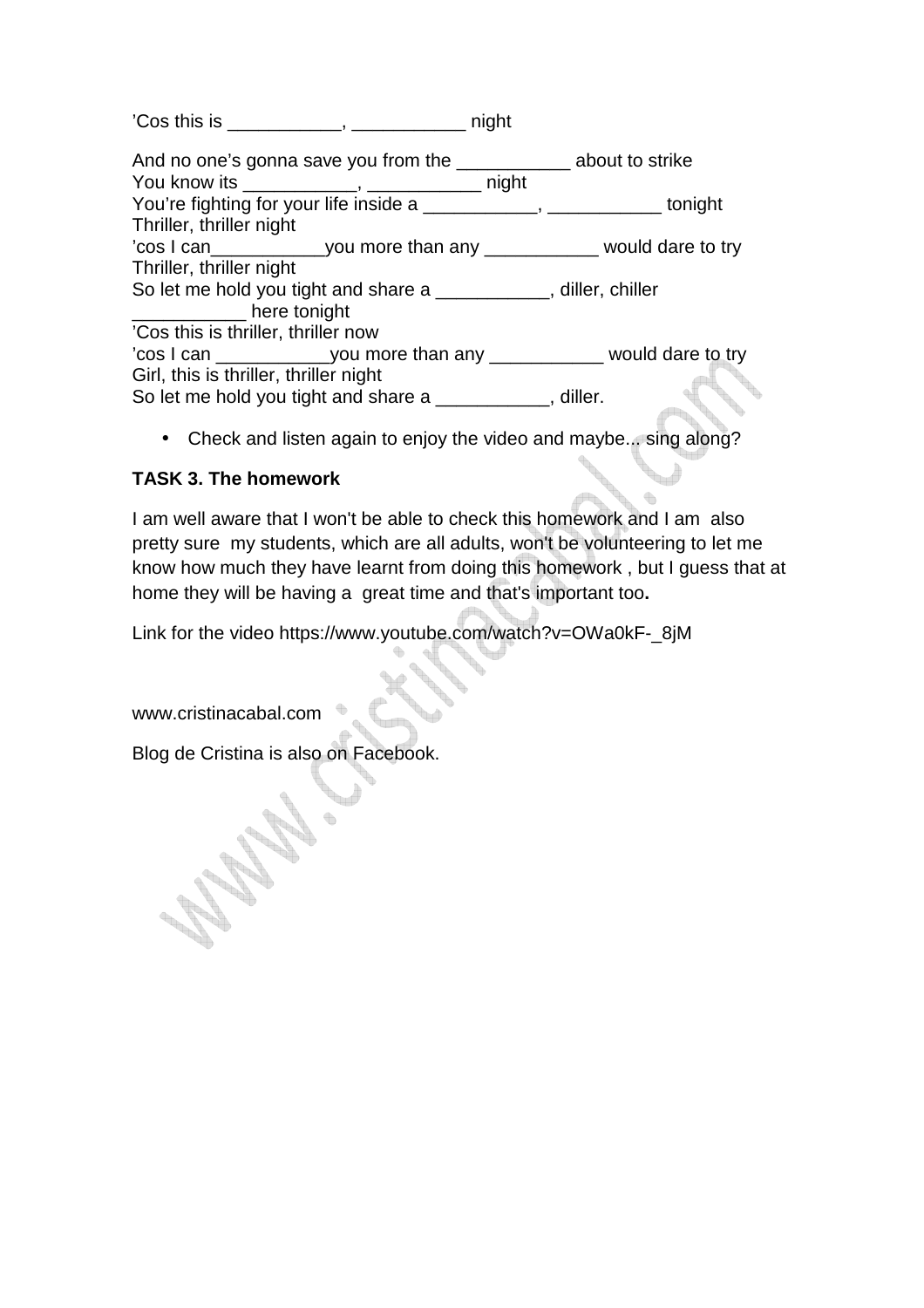’Cos this is ___________, ___________ night

And no one’s gonna save you from the ___________ about to strike
You know its ___________, ___________ night
You’re fighting for your life inside a ___________, ___________ tonight
Thriller, thriller night
’cos I can___________you more than any ___________ would dare to try
Thriller, thriller night
So let me hold you tight and share a ___________, diller, chiller
___________ here tonight
’Cos this is thriller, thriller now
’cos I can ___________you more than any ___________ would dare to try
Girl, this is thriller, thriller night
So let me hold you tight and share a ___________, diller.

- Check and listen again to enjoy the video and maybe... sing along?

**TASK 3. The homework**

I am well aware that I won't be able to check this homework and I am also pretty sure my students, which are all adults, won't be volunteering to let me know how much they have learnt from doing this homework , but I guess that at home they will be having a great time and that's important too**.**

Link for the video https://www.youtube.com/watch?v=OWa0kF-_8jM

www.cristinacabal.com

Blog de Cristina is also on Facebook.